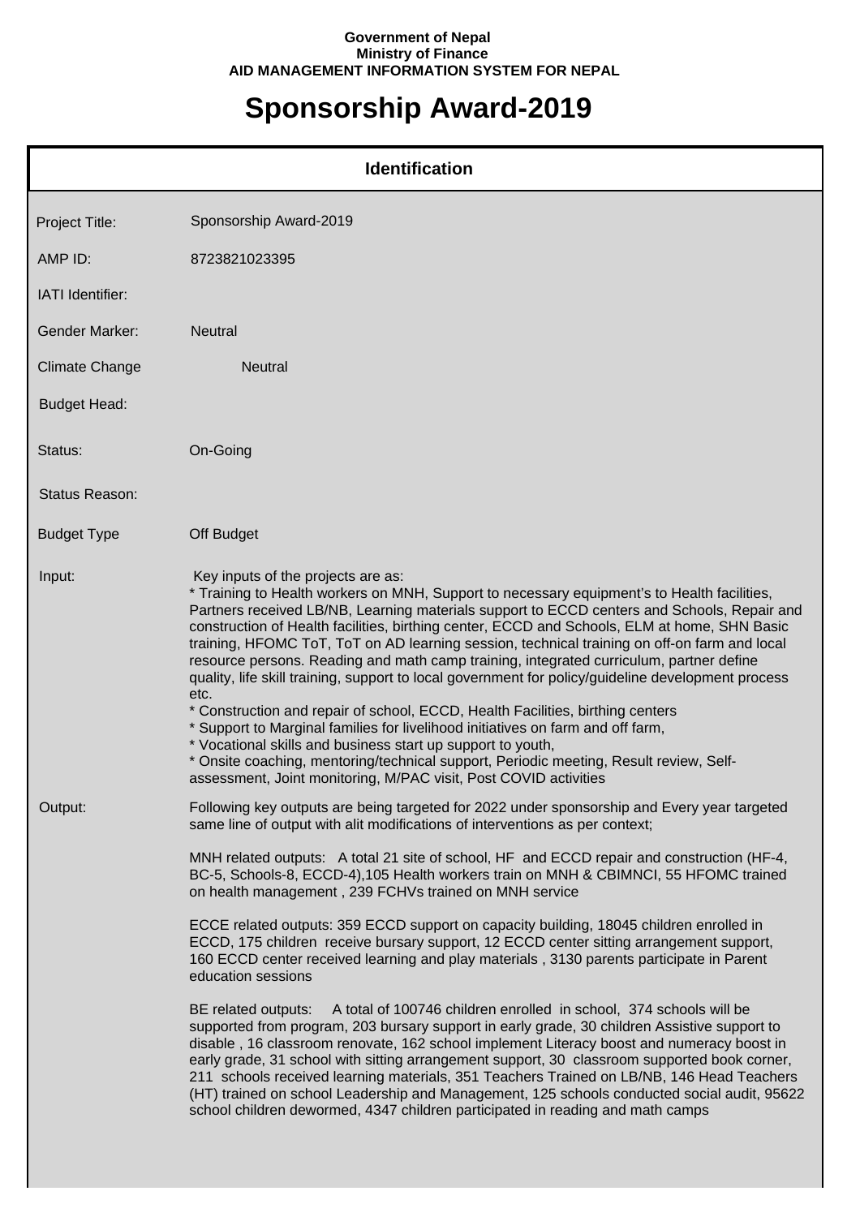**Government of Nepal**
**Ministry of Finance**
**AID MANAGEMENT INFORMATION SYSTEM FOR NEPAL**

# Sponsorship Award-2019

## Identification

| | |
|---|---|
| Project Title: | Sponsorship Award-2019 |
| AMP ID: | 8723821023395 |
| IATI Identifier: | |
| Gender Marker: | Neutral |
| Climate Change | Neutral |
| Budget Head: | |
| Status: | On-Going |
| Status Reason: | |
| Budget Type | Off Budget |

**Input:**

Key inputs of the projects are as:

* Training to Health workers on MNH, Support to necessary equipment's to Health facilities, Partners received LB/NB, Learning materials support to ECCD centers and Schools, Repair and construction of Health facilities, birthing center, ECCD and Schools, ELM at home, SHN Basic training, HFOMC ToT, ToT on AD learning session, technical training on off-on farm and local resource persons. Reading and math camp training, integrated curriculum, partner define quality, life skill training, support to local government for policy/guideline development process etc.
* Construction and repair of school, ECCD, Health Facilities, birthing centers
* Support to Marginal families for livelihood initiatives on farm and off farm,
* Vocational skills and business start up support to youth,
* Onsite coaching, mentoring/technical support, Periodic meeting, Result review, Self-assessment, Joint monitoring, M/PAC visit, Post COVID activities

**Output:**

Following key outputs are being targeted for 2022 under sponsorship and Every year targeted same line of output with alit modifications of interventions as per context;

MNH related outputs: A total 21 site of school, HF and ECCD repair and construction (HF-4, BC-5, Schools-8, ECCD-4),105 Health workers train on MNH & CBIMNCI, 55 HFOMC trained on health management , 239 FCHVs trained on MNH service

ECCE related outputs: 359 ECCD support on capacity building, 18045 children enrolled in ECCD, 175 children receive bursary support, 12 ECCD center sitting arrangement support, 160 ECCD center received learning and play materials , 3130 parents participate in Parent education sessions

BE related outputs: A total of 100746 children enrolled in school, 374 schools will be supported from program, 203 bursary support in early grade, 30 children Assistive support to disable , 16 classroom renovate, 162 school implement Literacy boost and numeracy boost in early grade, 31 school with sitting arrangement support, 30 classroom supported book corner, 211 schools received learning materials, 351 Teachers Trained on LB/NB, 146 Head Teachers (HT) trained on school Leadership and Management, 125 schools conducted social audit, 95622 school children dewormed, 4347 children participated in reading and math camps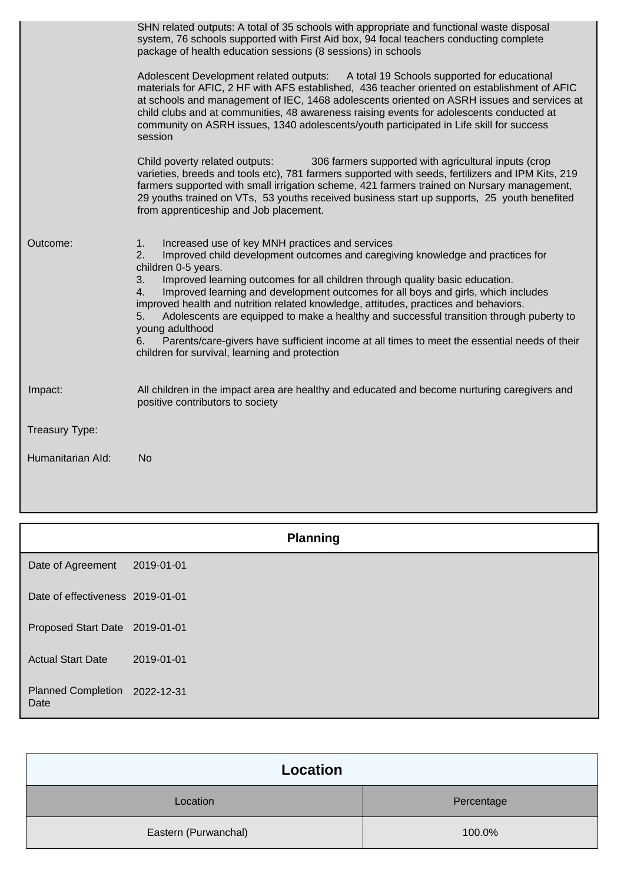| | |
|---|---|
| | SHN related outputs: A total of 35 schools with appropriate and functional waste disposal system, 76 schools supported with First Aid box, 94 focal teachers conducting complete package of health education sessions (8 sessions) in schools<br><br>Adolescent Development related outputs: A total 19 Schools supported for educational materials for AFIC, 2 HF with AFS established, 436 teacher oriented on establishment of AFIC at schools and management of IEC, 1468 adolescents oriented on ASRH issues and services at child clubs and at communities, 48 awareness raising events for adolescents conducted at community on ASRH issues, 1340 adolescents/youth participated in Life skill for success session<br><br>Child poverty related outputs: 306 farmers supported with agricultural inputs (crop varieties, breeds and tools etc), 781 farmers supported with seeds, fertilizers and IPM Kits, 219 farmers supported with small irrigation scheme, 421 farmers trained on Nursary management, 29 youths trained on VTs, 53 youths received business start up supports, 25 youth benefited from apprenticeship and Job placement. |
| Outcome: | 1. Increased use of key MNH practices and services<br>2. Improved child development outcomes and caregiving knowledge and practices for children 0-5 years.<br>3. Improved learning outcomes for all children through quality basic education.<br>4. Improved learning and development outcomes for all boys and girls, which includes improved health and nutrition related knowledge, attitudes, practices and behaviors.<br>5. Adolescents are equipped to make a healthy and successful transition through puberty to young adulthood<br>6. Parents/care-givers have sufficient income at all times to meet the essential needs of their children for survival, learning and protection |
| Impact: | All children in the impact area are healthy and educated and become nurturing caregivers and positive contributors to society |
| Treasury Type: | |
| Humanitarian AId: | No |

## Planning

| | |
|---|---|
| Date of Agreement | 2019-01-01 |
| Date of effectiveness | 2019-01-01 |
| Proposed Start Date | 2019-01-01 |
| Actual Start Date | 2019-01-01 |
| Planned Completion Date | 2022-12-31 |

## Location

| Location | Percentage |
|---|---|
| Eastern (Purwanchal) | 100.0% |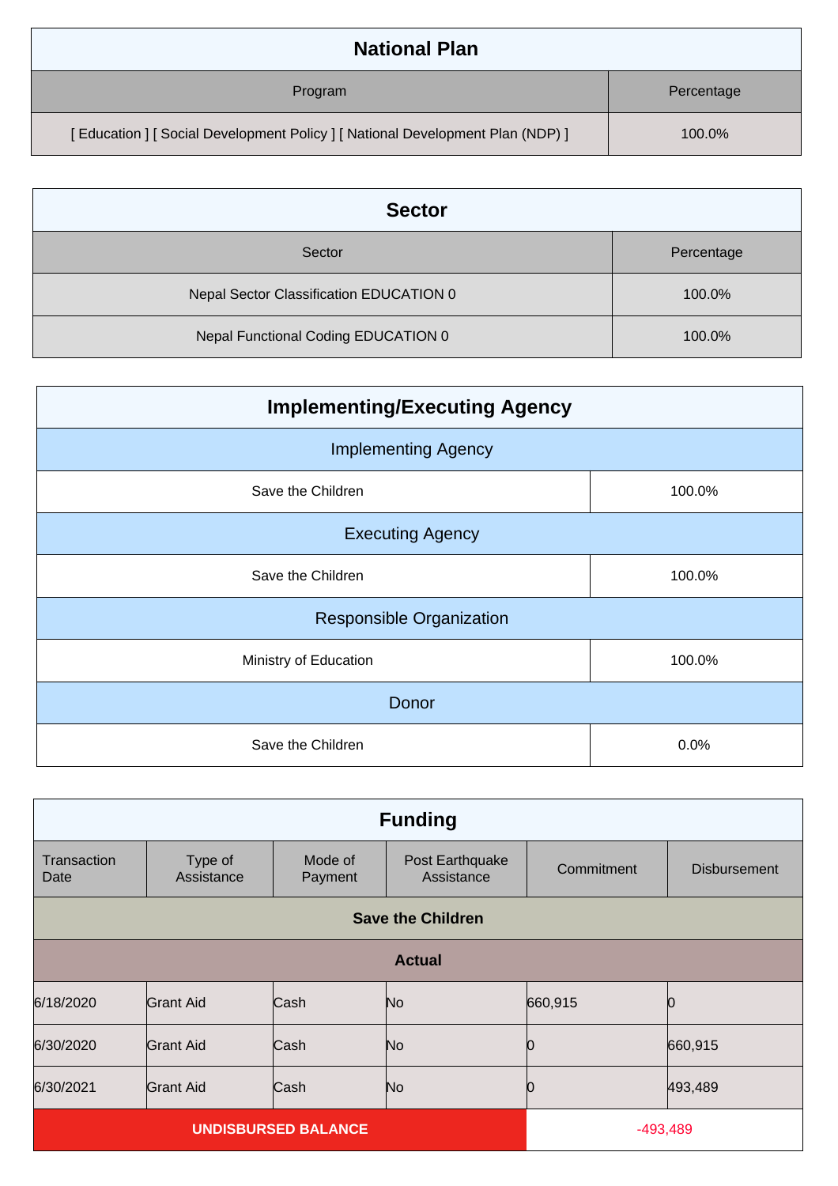## National Plan

| Program | Percentage |
| --- | --- |
| [ Education ] [ Social Development Policy ] [ National Development Plan (NDP) ] | 100.0% |

## Sector

| Sector | Percentage |
| --- | --- |
| Nepal Sector Classification EDUCATION 0 | 100.0% |
| Nepal Functional Coding EDUCATION 0 | 100.0% |

## Implementing/Executing Agency

| Implementing Agency | |
| --- | --- |
| Save the Children | 100.0% |
| **Executing Agency** | |
| Save the Children | 100.0% |
| **Responsible Organization** | |
| Ministry of Education | 100.0% |
| **Donor** | |
| Save the Children | 0.0% |

## Funding

| Transaction Date | Type of Assistance | Mode of Payment | Post Earthquake Assistance | Commitment | Disbursement |
| --- | --- | --- | --- | --- | --- |
| **Save the Children** | | | | | |
| **Actual** | | | | | |
| 6/18/2020 | Grant Aid | Cash | No | 660,915 | 0 |
| 6/30/2020 | Grant Aid | Cash | No | 0 | 660,915 |
| 6/30/2021 | Grant Aid | Cash | No | 0 | 493,489 |
| **UNDISBURSED BALANCE** | | | | -493,489 | |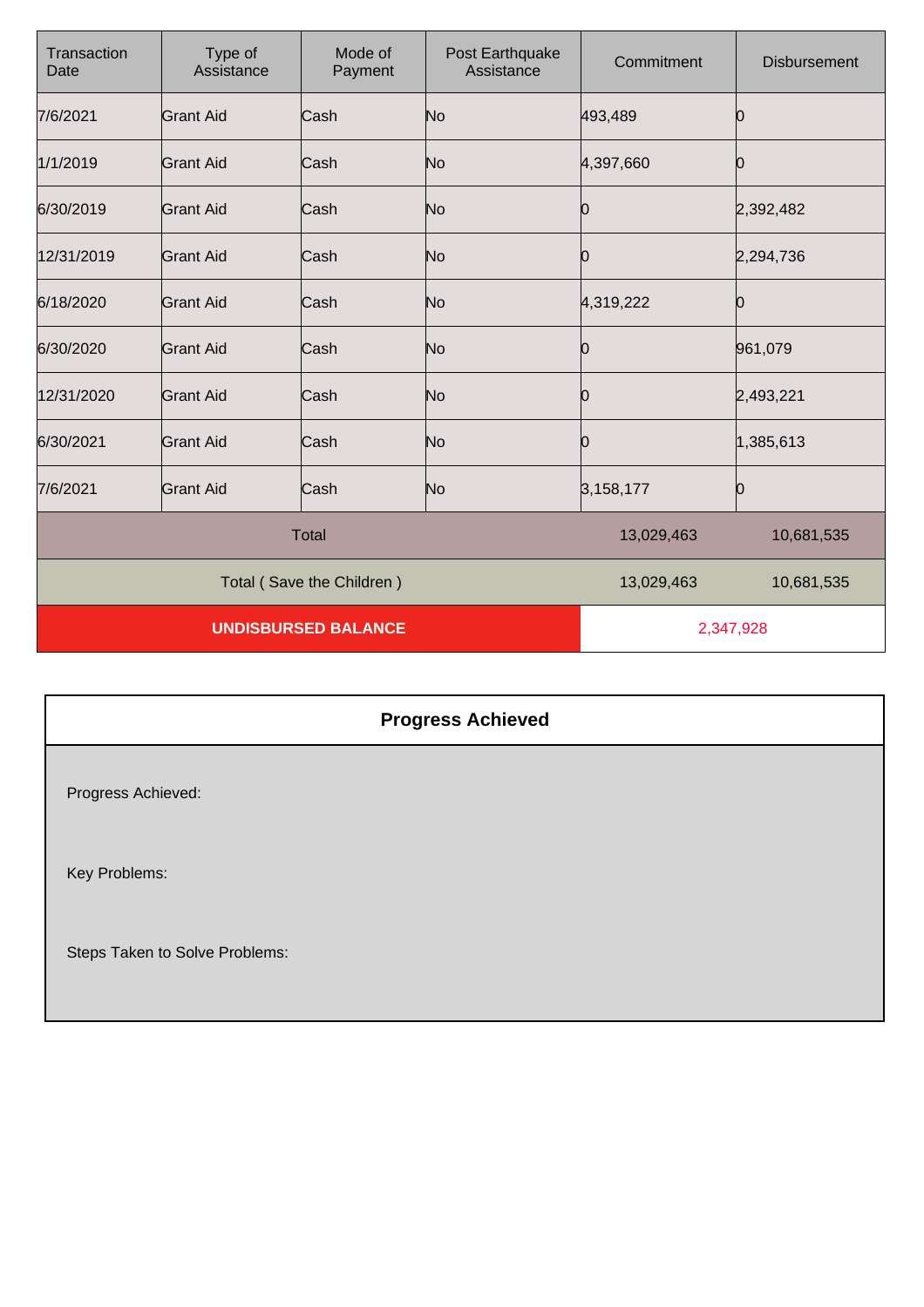| Transaction Date | Type of Assistance | Mode of Payment | Post Earthquake Assistance | Commitment | Disbursement |
|---|---|---|---|---|---|
| 7/6/2021 | Grant Aid | Cash | No | 493,489 | 0 |
| 1/1/2019 | Grant Aid | Cash | No | 4,397,660 | 0 |
| 6/30/2019 | Grant Aid | Cash | No | 0 | 2,392,482 |
| 12/31/2019 | Grant Aid | Cash | No | 0 | 2,294,736 |
| 6/18/2020 | Grant Aid | Cash | No | 4,319,222 | 0 |
| 6/30/2020 | Grant Aid | Cash | No | 0 | 961,079 |
| 12/31/2020 | Grant Aid | Cash | No | 0 | 2,493,221 |
| 6/30/2021 | Grant Aid | Cash | No | 0 | 1,385,613 |
| 7/6/2021 | Grant Aid | Cash | No | 3,158,177 | 0 |
| Total | | | | 13,029,463 | 10,681,535 |
| Total ( Save the Children ) | | | | 13,029,463 | 10,681,535 |
| **UNDISBURSED BALANCE** | | | | 2,347,928 | |

| **Progress Achieved** |
|---|
| Progress Achieved:<br><br>Key Problems:<br><br>Steps Taken to Solve Problems: |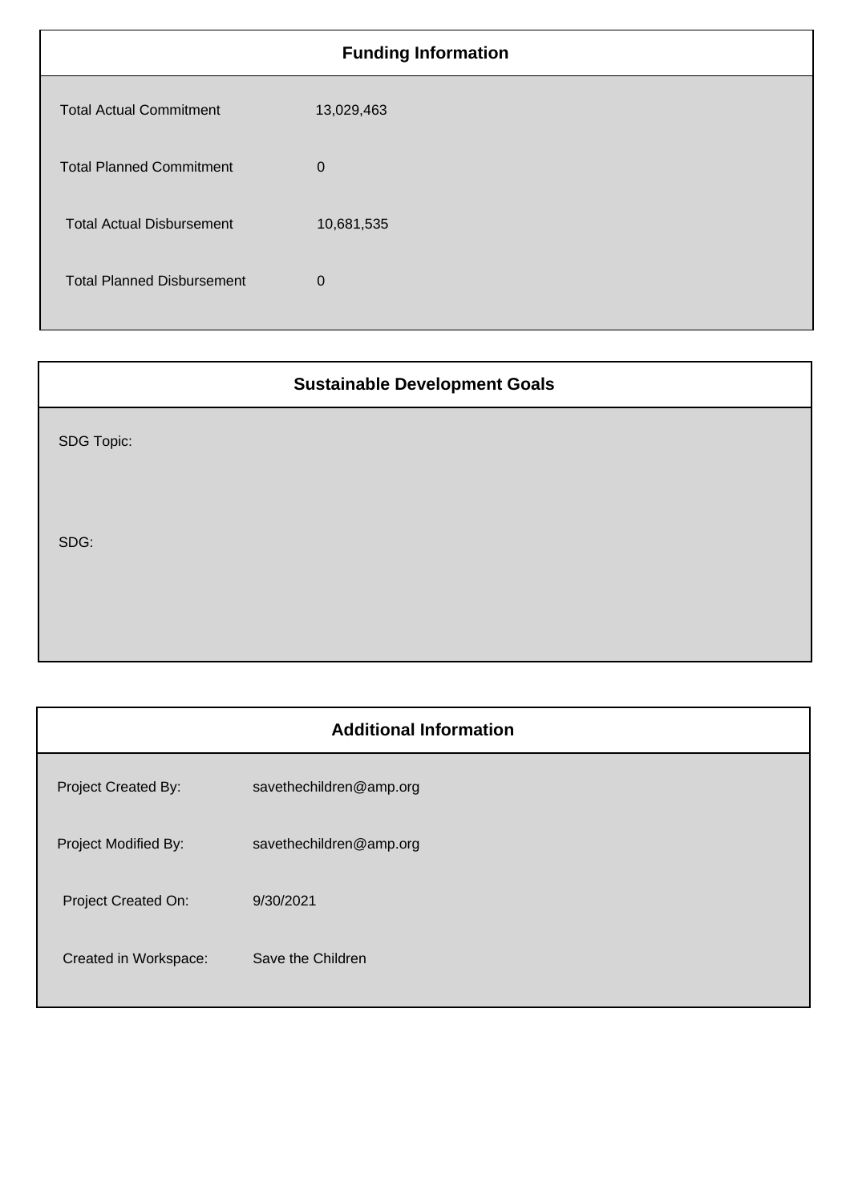## Funding Information

| | |
|---|---|
| Total Actual Commitment | 13,029,463 |
| Total Planned Commitment | 0 |
| Total Actual Disbursement | 10,681,535 |
| Total Planned Disbursement | 0 |

## Sustainable Development Goals

SDG Topic:

SDG:

## Additional Information

| | |
|---|---|
| Project Created By: | savethechildren@amp.org |
| Project Modified By: | savethechildren@amp.org |
| Project Created On: | 9/30/2021 |
| Created in Workspace: | Save the Children |